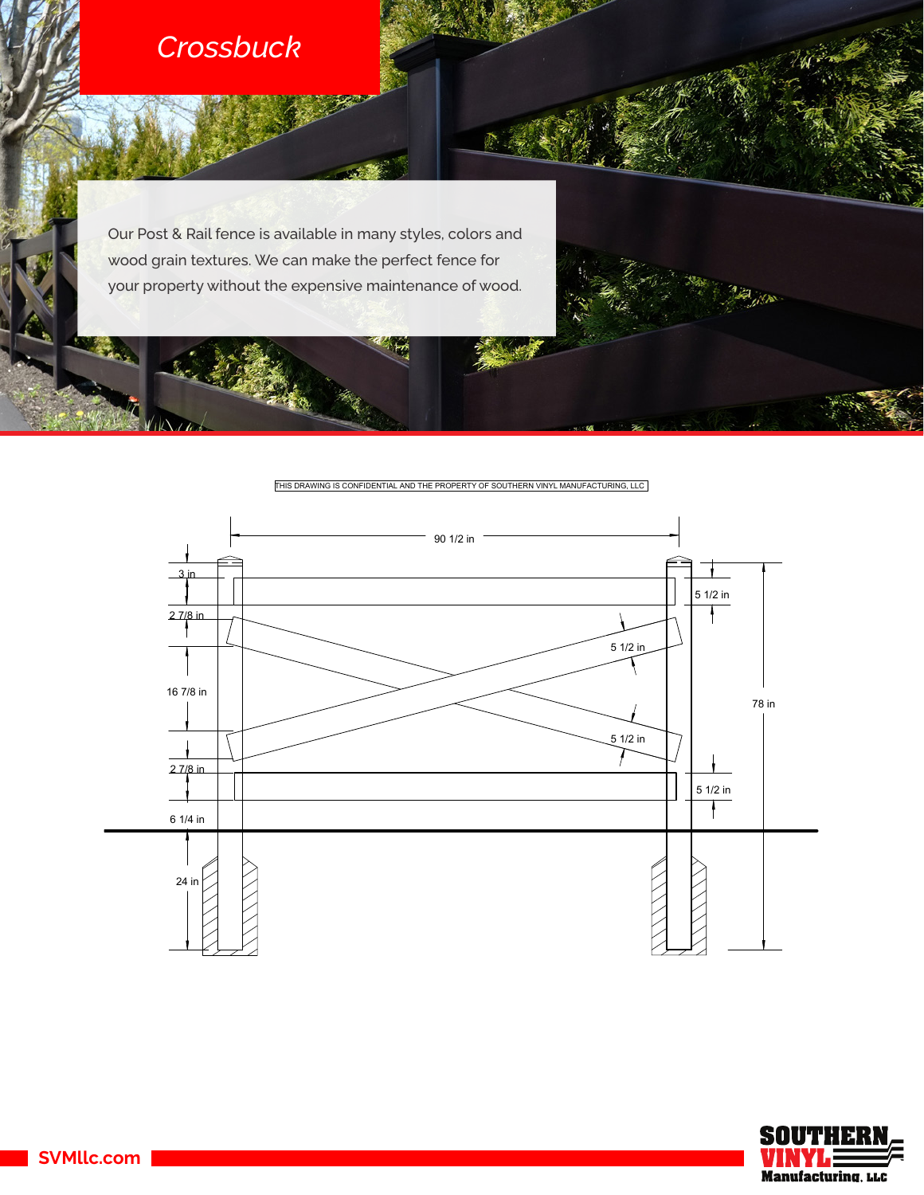# Crossbuck

Our Post & Rail fence is available in many styles, colors and wood grain textures. We can make the perfect fence for your property without the expensive maintenance of wood.

THIS DRAWING IS CONFIDENTIAL AND THE PROPERTY OF SOUTHERN VINYL MANUFACTURING, LLC

90 1/2 in

3 in

2 7/8 in

16 7/8 in

2 7/8 in

6 1/4 in

24 in

5 1/2 in

5 1/2 in

5 1/2 in

5 1/2 in

78 in

SVMllc.com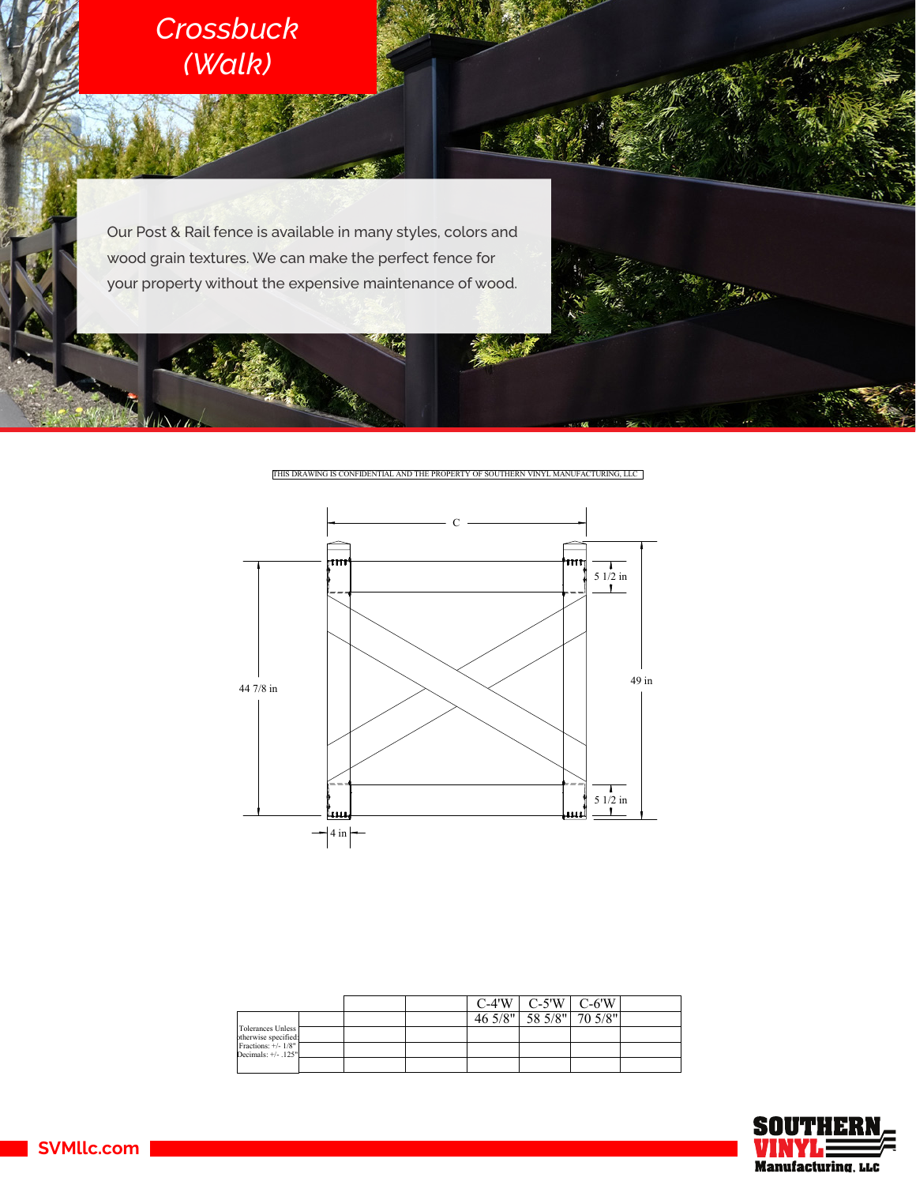# Crossbuck (Walk)

Our Post & Rail fence is available in many styles, colors and wood grain textures. We can make the perfect fence for your property without the expensive maintenance of wood.

THIS DRAWING IS CONFIDENTIAL AND THE PROPERTY OF SOUTHERN VINYL MANUFACTURING, LLC

C

5 1/2 in

44 7/8 in

49 in

5 1/2 in

4 in

| | | | | C-4'W | C-5'W | C-6'W | |
|---|---|---|---|---|---|---|---|
| | | | | 46 5/8" | 58 5/8" | 70 5/8" | |
| Tolerances Unless otherwise specified: Fractions: +/- 1/8" Decimals: +/- .125" | | | | | | | |
| | | | | | | | |
| | | | | | | | |

SVMllc.com

SOUTHERN VINYL Manufacturing, LLC